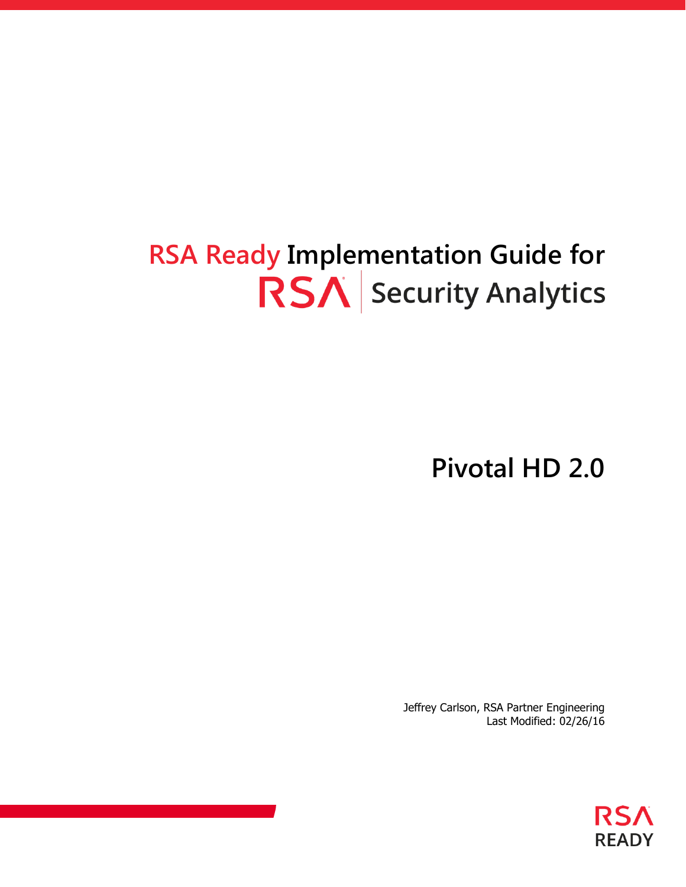# RSA Ready Implementation Guide for RSA Security Analytics

## Pivotal HD 2.0

Jeffrey Carlson, RSA Partner Engineering
Last Modified: 02/26/16

RSA READY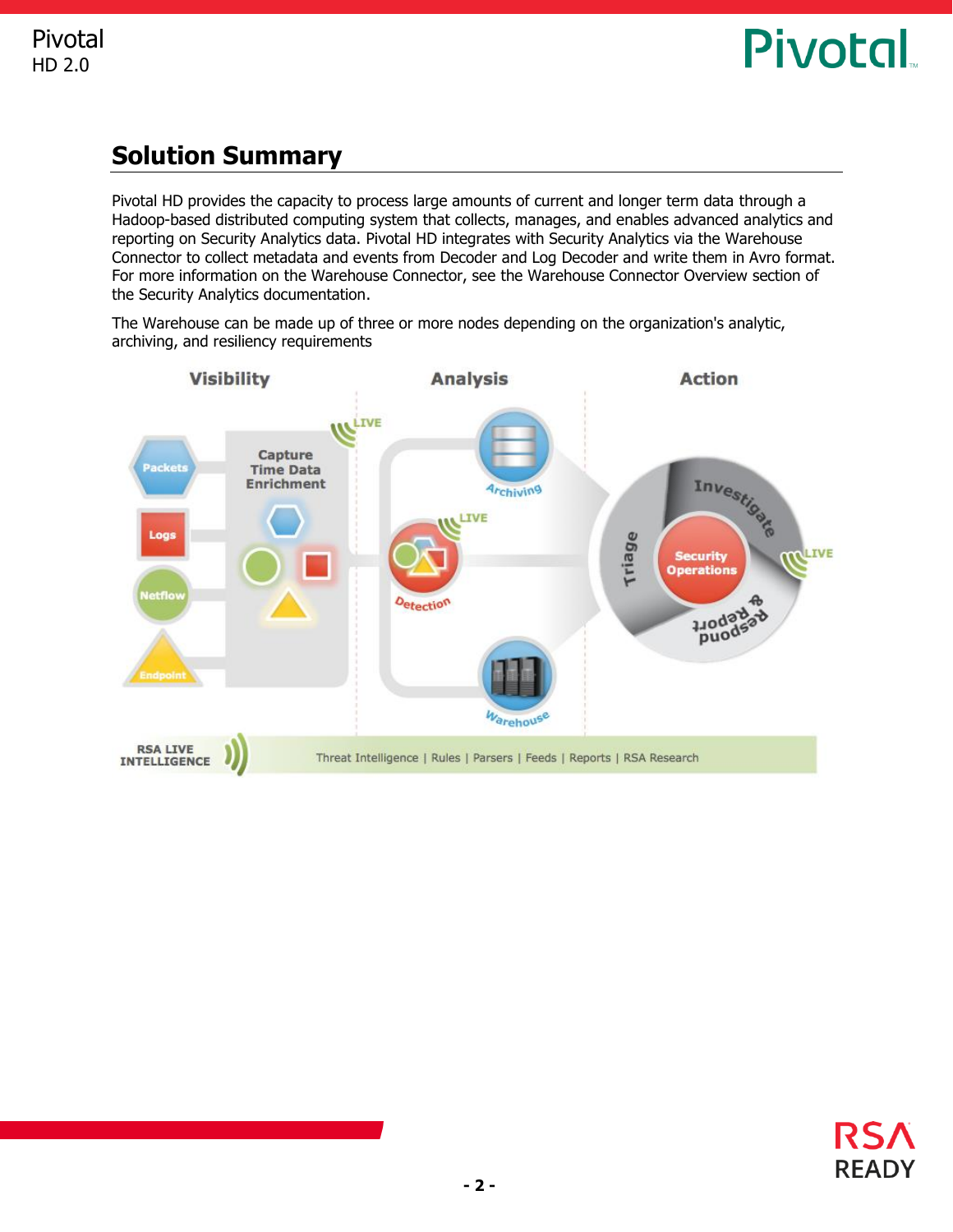## Solution Summary

Pivotal HD provides the capacity to process large amounts of current and longer term data through a Hadoop-based distributed computing system that collects, manages, and enables advanced analytics and reporting on Security Analytics data. Pivotal HD integrates with Security Analytics via the Warehouse Connector to collect metadata and events from Decoder and Log Decoder and write them in Avro format. For more information on the Warehouse Connector, see the Warehouse Connector Overview section of the Security Analytics documentation.

The Warehouse can be made up of three or more nodes depending on the organization's analytic, archiving, and resiliency requirements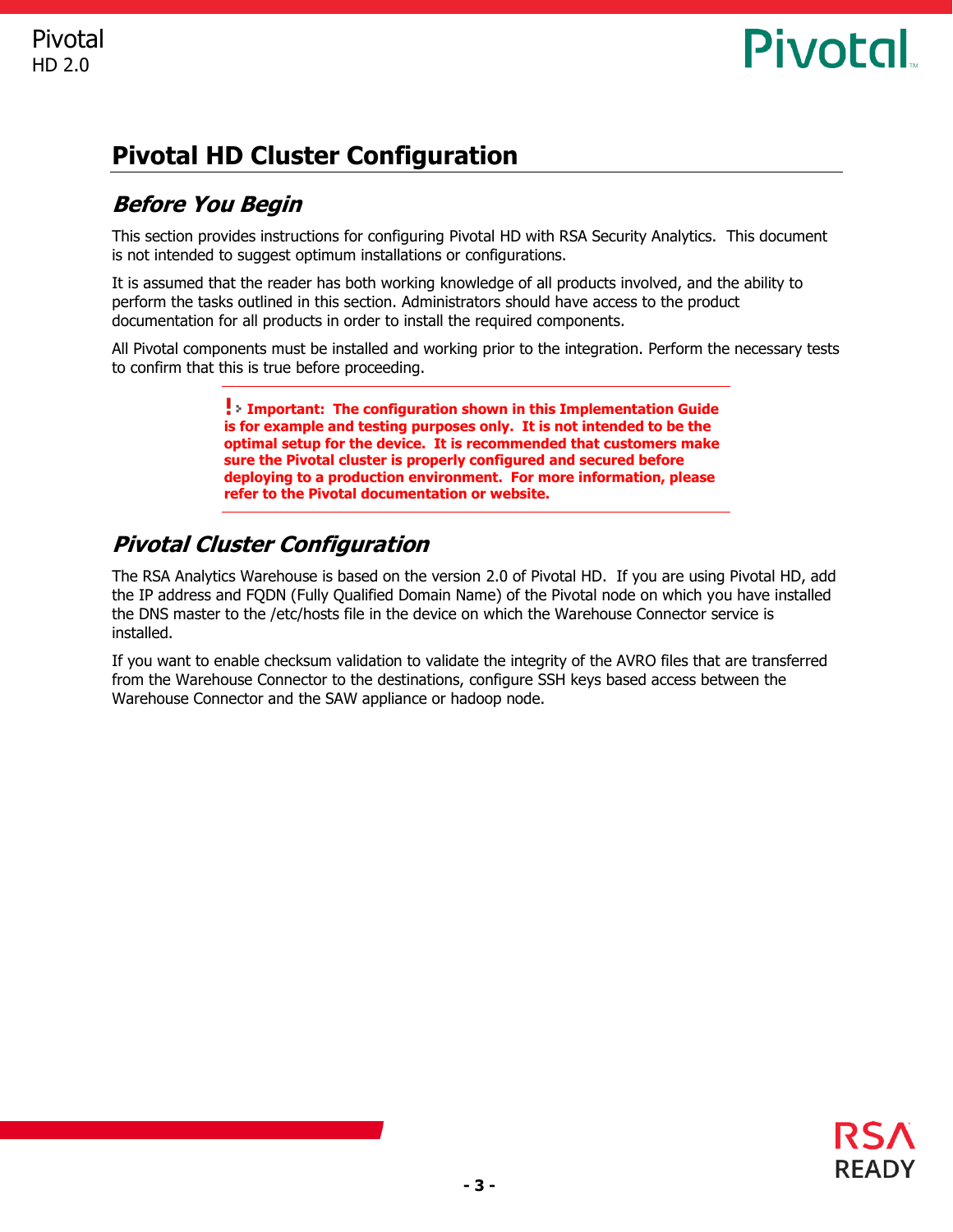# Pivotal HD Cluster Configuration

## Before You Begin

This section provides instructions for configuring Pivotal HD with RSA Security Analytics. This document is not intended to suggest optimum installations or configurations.

It is assumed that the reader has both working knowledge of all products involved, and the ability to perform the tasks outlined in this section. Administrators should have access to the product documentation for all products in order to install the required components.

All Pivotal components must be installed and working prior to the integration. Perform the necessary tests to confirm that this is true before proceeding.

> **Important: The configuration shown in this Implementation Guide is for example and testing purposes only. It is not intended to be the optimal setup for the device. It is recommended that customers make sure the Pivotal cluster is properly configured and secured before deploying to a production environment. For more information, please refer to the Pivotal documentation or website.**

## Pivotal Cluster Configuration

The RSA Analytics Warehouse is based on the version 2.0 of Pivotal HD. If you are using Pivotal HD, add the IP address and FQDN (Fully Qualified Domain Name) of the Pivotal node on which you have installed the DNS master to the /etc/hosts file in the device on which the Warehouse Connector service is installed.

If you want to enable checksum validation to validate the integrity of the AVRO files that are transferred from the Warehouse Connector to the destinations, configure SSH keys based access between the Warehouse Connector and the SAW appliance or hadoop node.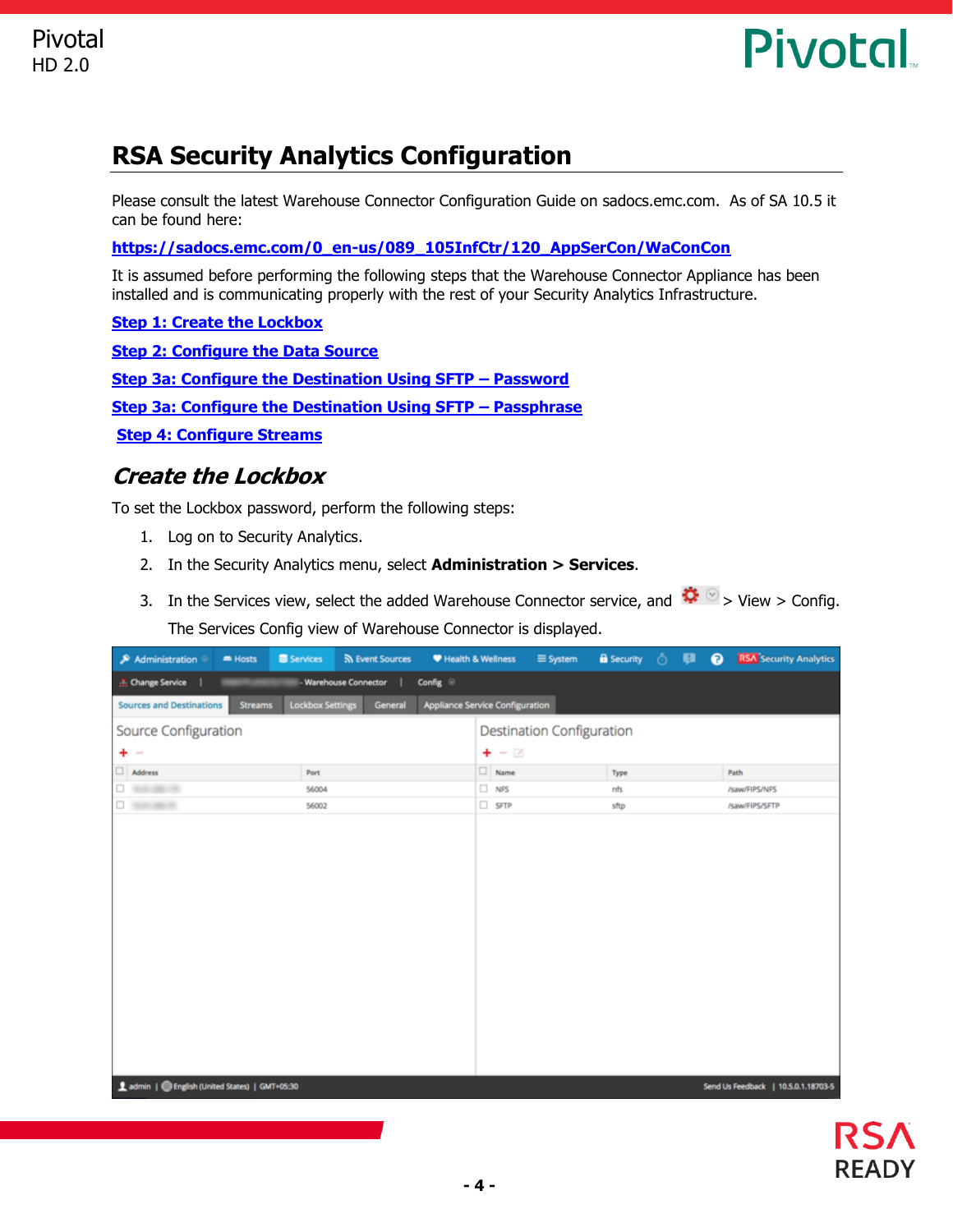# RSA Security Analytics Configuration

Please consult the latest Warehouse Connector Configuration Guide on sadocs.emc.com. As of SA 10.5 it can be found here:

**https://sadocs.emc.com/0_en-us/089_105InfCtr/120_AppSerCon/WaConCon**

It is assumed before performing the following steps that the Warehouse Connector Appliance has been installed and is communicating properly with the rest of your Security Analytics Infrastructure.

**Step 1: Create the Lockbox**

**Step 2: Configure the Data Source**

**Step 3a: Configure the Destination Using SFTP – Password**

**Step 3a: Configure the Destination Using SFTP – Passphrase**

**Step 4: Configure Streams**

## *Create the Lockbox*

To set the Lockbox password, perform the following steps:

1. Log on to Security Analytics.
2. In the Security Analytics menu, select **Administration > Services**.
3. In the Services view, select the added Warehouse Connector service, and > View > Config.

   The Services Config view of Warehouse Connector is displayed.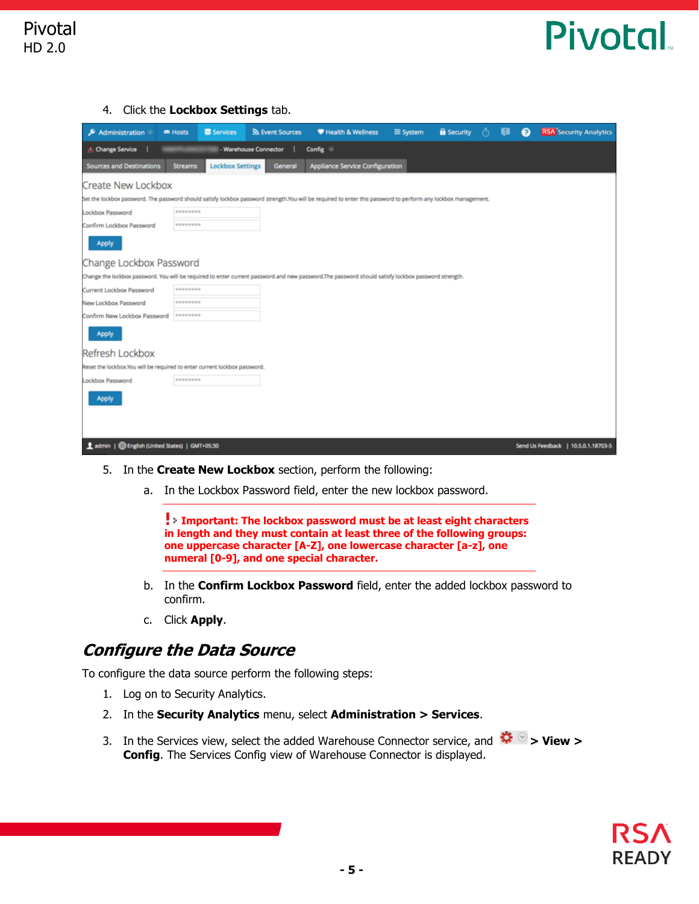4. Click the **Lockbox Settings** tab.

5. In the **Create New Lockbox** section, perform the following:

   a. In the Lockbox Password field, enter the new lockbox password.

   > **Important: The lockbox password must be at least eight characters in length and they must contain at least three of the following groups: one uppercase character [A-Z], one lowercase character [a-z], one numeral [0-9], and one special character.**

   b. In the **Confirm Lockbox Password** field, enter the added lockbox password to confirm.

   c. Click **Apply**.

## *Configure the Data Source*

To configure the data source perform the following steps:

1. Log on to Security Analytics.
2. In the **Security Analytics** menu, select **Administration > Services**.
3. In the Services view, select the added Warehouse Connector service, and **> View > Config**. The Services Config view of Warehouse Connector is displayed.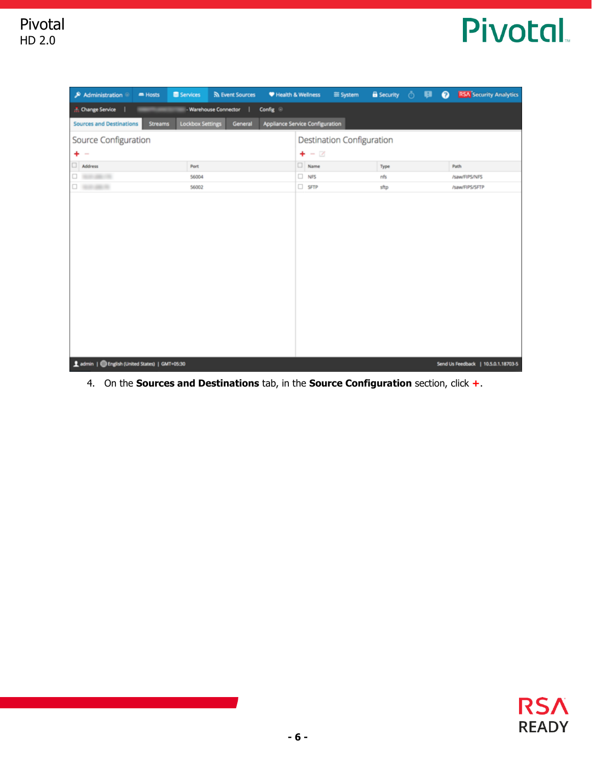4. On the **Sources and Destinations** tab, in the **Source Configuration** section, click **+**.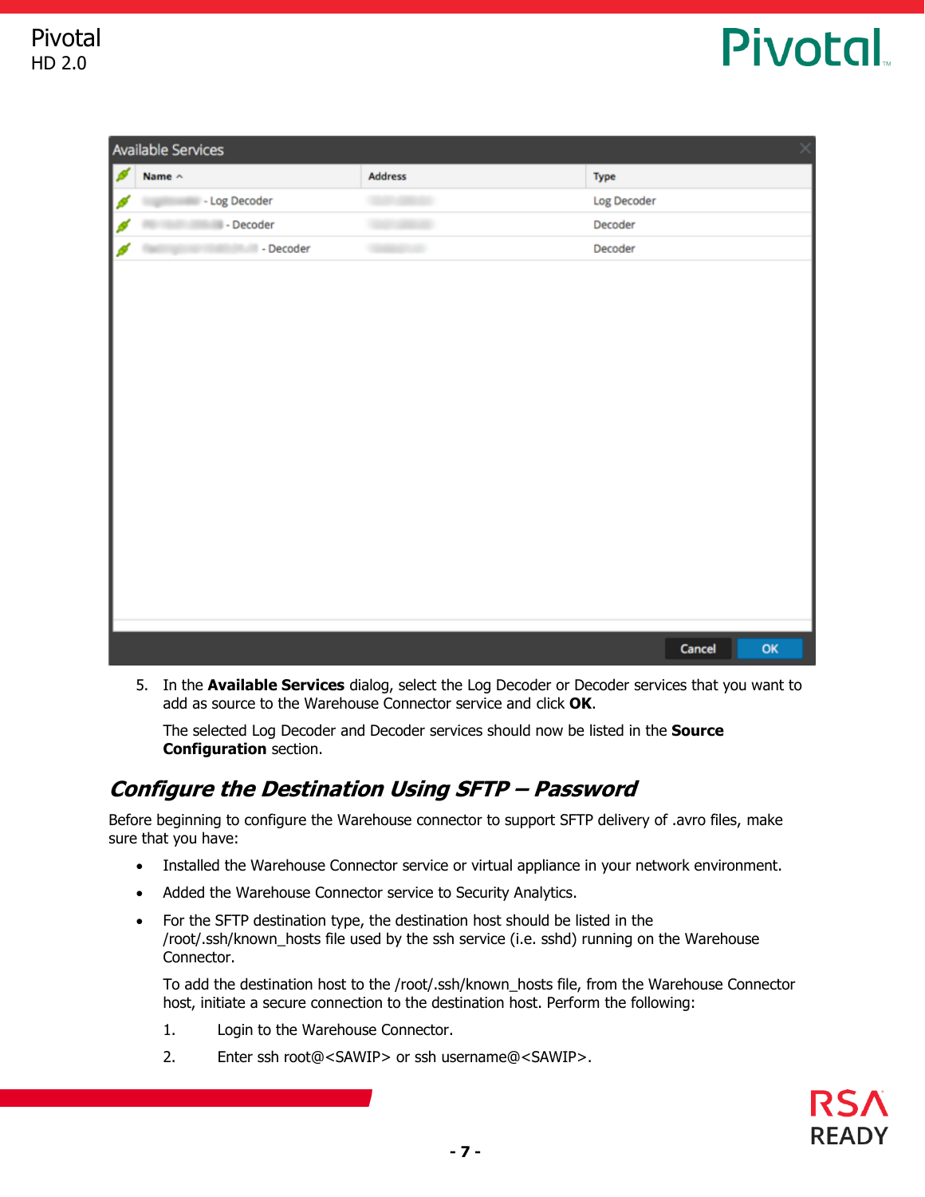5. In the **Available Services** dialog, select the Log Decoder or Decoder services that you want to add as source to the Warehouse Connector service and click **OK**.

   The selected Log Decoder and Decoder services should now be listed in the **Source Configuration** section.

## *Configure the Destination Using SFTP – Password*

Before beginning to configure the Warehouse connector to support SFTP delivery of .avro files, make sure that you have:

- Installed the Warehouse Connector service or virtual appliance in your network environment.
- Added the Warehouse Connector service to Security Analytics.
- For the SFTP destination type, the destination host should be listed in the /root/.ssh/known_hosts file used by the ssh service (i.e. sshd) running on the Warehouse Connector.

  To add the destination host to the /root/.ssh/known_hosts file, from the Warehouse Connector host, initiate a secure connection to the destination host. Perform the following:

  1. Login to the Warehouse Connector.
  2. Enter ssh root@<SAWIP> or ssh username@<SAWIP>.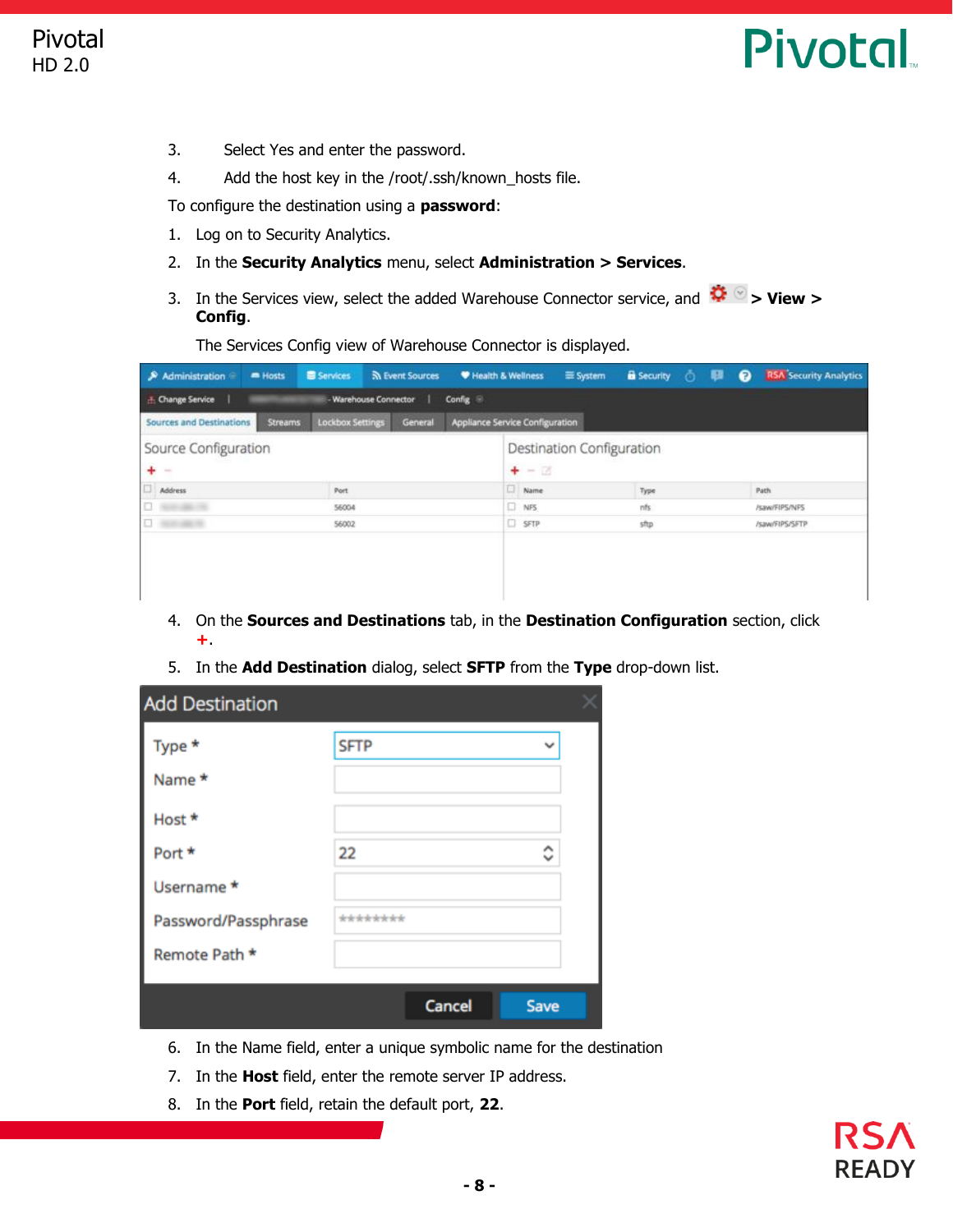3. Select Yes and enter the password.
4. Add the host key in the /root/.ssh/known_hosts file.

To configure the destination using a **password**:

1. Log on to Security Analytics.
2. In the **Security Analytics** menu, select **Administration > Services**.
3. In the Services view, select the added Warehouse Connector service, and **> View > Config**.

   The Services Config view of Warehouse Connector is displayed.

4. On the **Sources and Destinations** tab, in the **Destination Configuration** section, click **+**.
5. In the **Add Destination** dialog, select **SFTP** from the **Type** drop-down list.
6. In the Name field, enter a unique symbolic name for the destination
7. In the **Host** field, enter the remote server IP address.
8. In the **Port** field, retain the default port, **22**.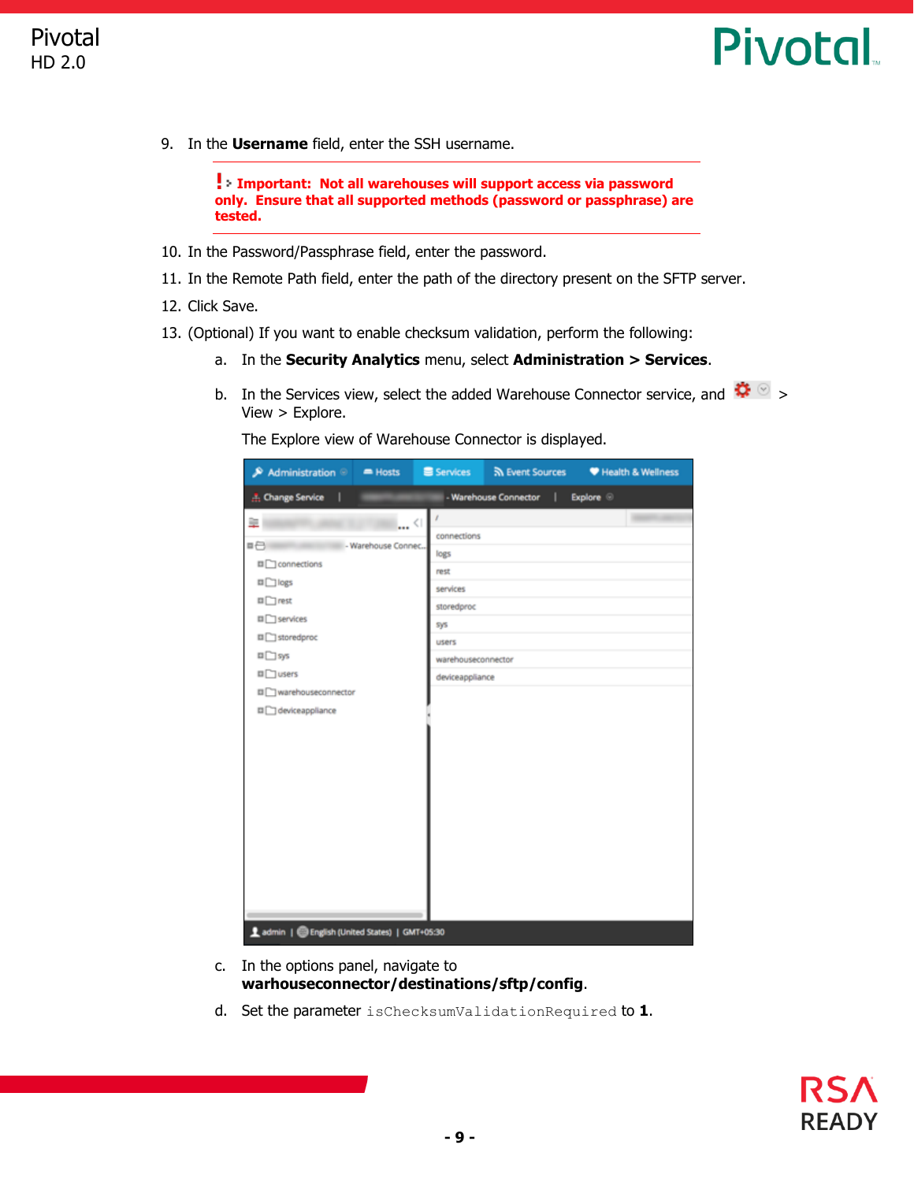9. In the **Username** field, enter the SSH username.

> **! Important: Not all warehouses will support access via password only. Ensure that all supported methods (password or passphrase) are tested.**

10. In the Password/Passphrase field, enter the password.
11. In the Remote Path field, enter the path of the directory present on the SFTP server.
12. Click Save.
13. (Optional) If you want to enable checksum validation, perform the following:

    a. In the **Security Analytics** menu, select **Administration > Services**.

    b. In the Services view, select the added Warehouse Connector service, and ⚙ > View > Explore.

    The Explore view of Warehouse Connector is displayed.

    c. In the options panel, navigate to **warhouseconnector/destinations/sftp/config**.

    d. Set the parameter `isChecksumValidationRequired` to **1**.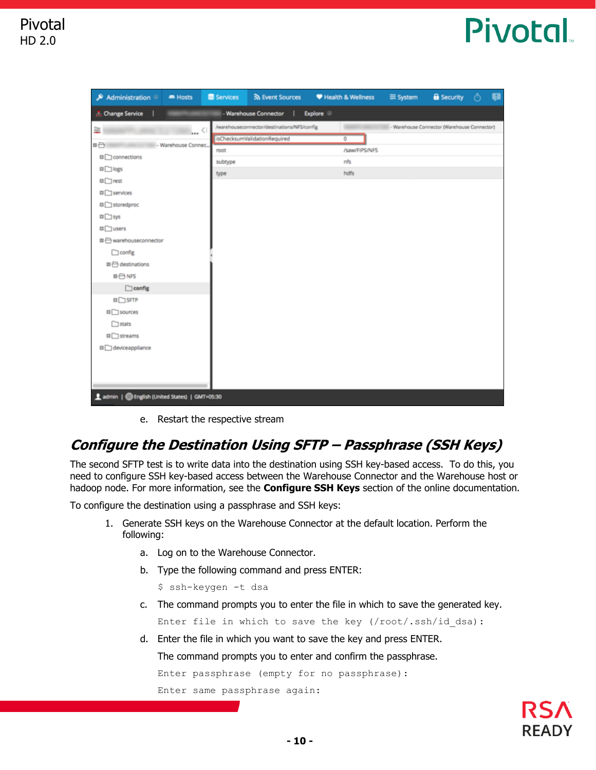e. Restart the respective stream

## Configure the Destination Using SFTP – Passphrase (SSH Keys)

The second SFTP test is to write data into the destination using SSH key-based access. To do this, you need to configure SSH key-based access between the Warehouse Connector and the Warehouse host or hadoop node. For more information, see the **Configure SSH Keys** section of the online documentation.

To configure the destination using a passphrase and SSH keys:

1. Generate SSH keys on the Warehouse Connector at the default location. Perform the following:

   a. Log on to the Warehouse Connector.

   b. Type the following command and press ENTER:

   ```
   $ ssh-keygen -t dsa
   ```

   c. The command prompts you to enter the file in which to save the generated key.

   ```
   Enter file in which to save the key (/root/.ssh/id_dsa):
   ```

   d. Enter the file in which you want to save the key and press ENTER.

   The command prompts you to enter and confirm the passphrase.

   ```
   Enter passphrase (empty for no passphrase):
   Enter same passphrase again:
   ```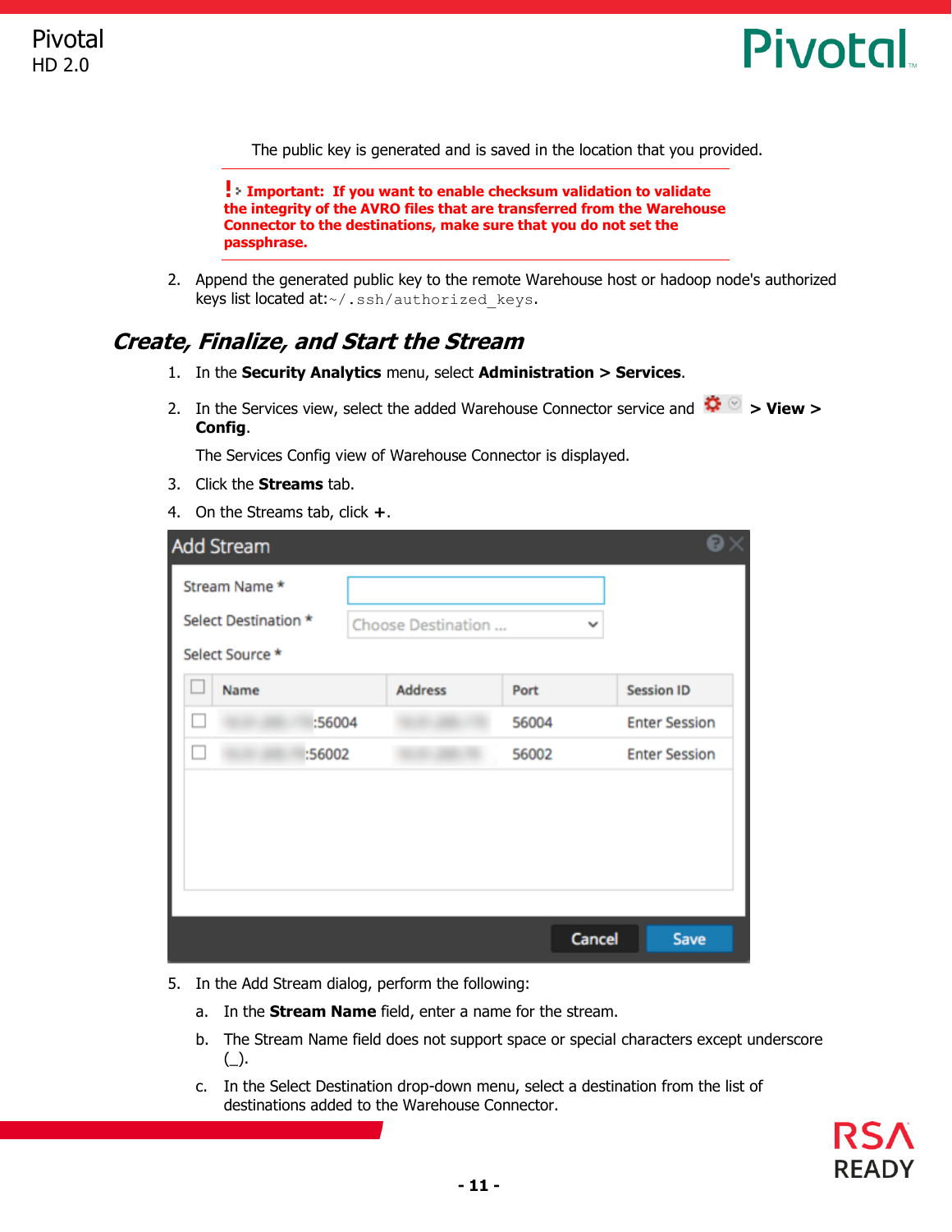The public key is generated and is saved in the location that you provided.

**Important: If you want to enable checksum validation to validate the integrity of the AVRO files that are transferred from the Warehouse Connector to the destinations, make sure that you do not set the passphrase.**

2. Append the generated public key to the remote Warehouse host or hadoop node's authorized keys list located at:`~/.ssh/authorized_keys`.

## Create, Finalize, and Start the Stream

1. In the **Security Analytics** menu, select **Administration > Services**.
2. In the Services view, select the added Warehouse Connector service and **> View > Config**.

   The Services Config view of Warehouse Connector is displayed.
3. Click the **Streams** tab.
4. On the Streams tab, click **+**.
5. In the Add Stream dialog, perform the following:
   a. In the **Stream Name** field, enter a name for the stream.
   b. The Stream Name field does not support space or special characters except underscore (_).
   c. In the Select Destination drop-down menu, select a destination from the list of destinations added to the Warehouse Connector.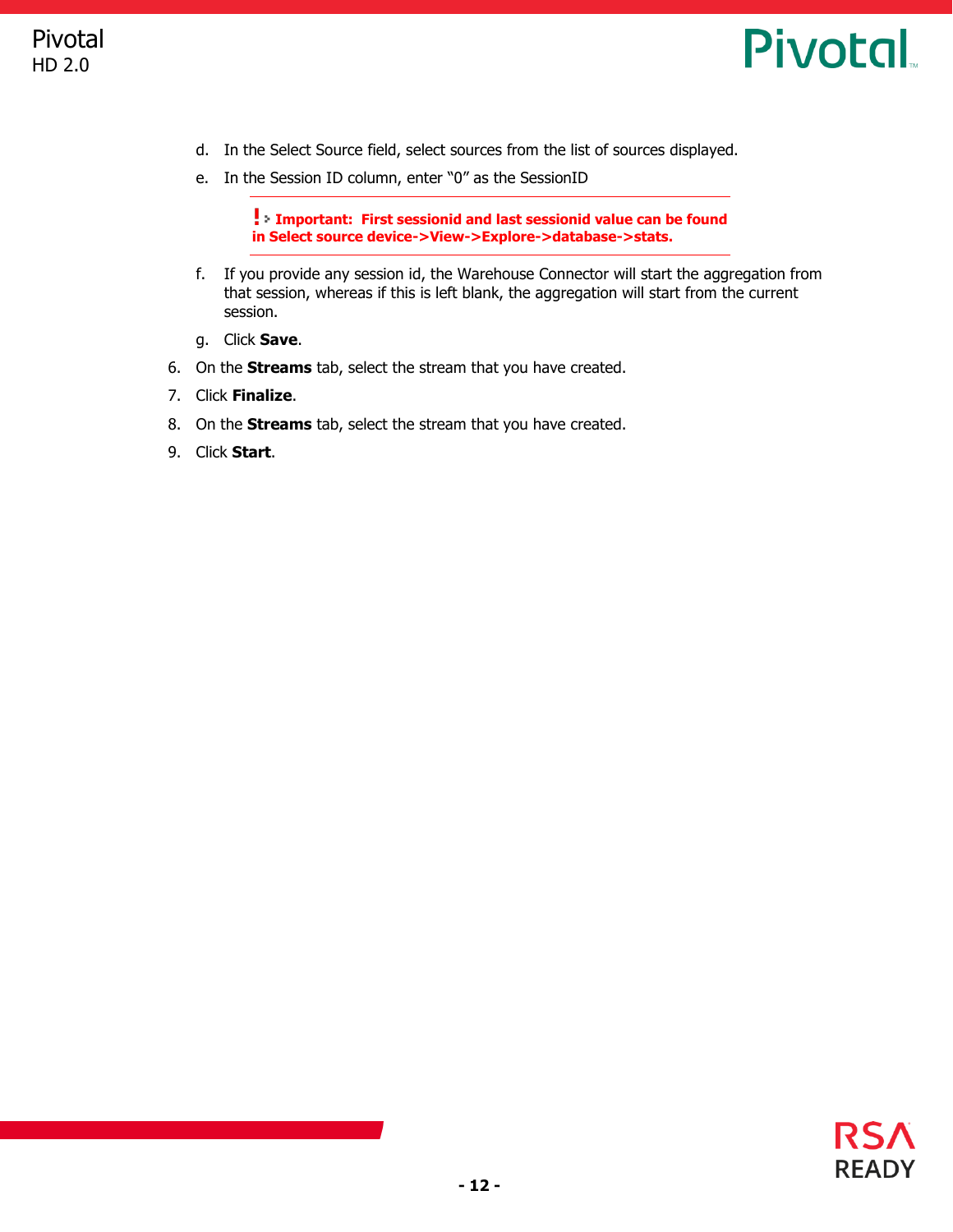d. In the Select Source field, select sources from the list of sources displayed.

e. In the Session ID column, enter “0” as the SessionID

> **Important: First sessionid and last sessionid value can be found in Select source device->View->Explore->database->stats.**

f. If you provide any session id, the Warehouse Connector will start the aggregation from that session, whereas if this is left blank, the aggregation will start from the current session.

g. Click **Save**.

6. On the **Streams** tab, select the stream that you have created.
7. Click **Finalize**.
8. On the **Streams** tab, select the stream that you have created.
9. Click **Start**.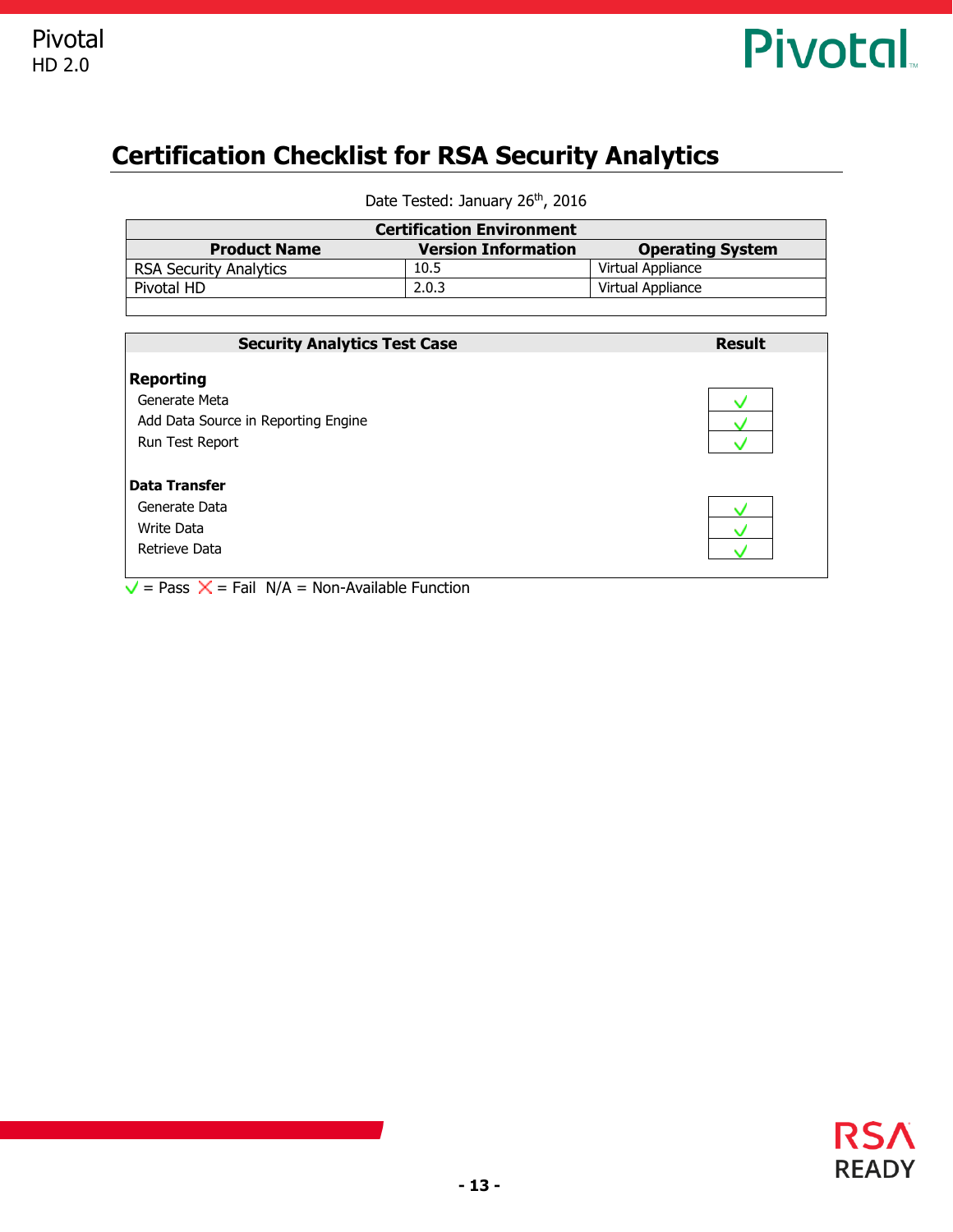## Certification Checklist for RSA Security Analytics

Date Tested: January 26th, 2016

| Certification Environment | | |
|---|---|---|
| **Product Name** | **Version Information** | **Operating System** |
| RSA Security Analytics | 10.5 | Virtual Appliance |
| Pivotal HD | 2.0.3 | Virtual Appliance |

| Security Analytics Test Case | Result |
|---|---|
| **Reporting** | |
| Generate Meta | ✓ |
| Add Data Source in Reporting Engine | ✓ |
| Run Test Report | ✓ |
| **Data Transfer** | |
| Generate Data | ✓ |
| Write Data | ✓ |
| Retrieve Data | ✓ |

✓ = Pass ✗ = Fail N/A = Non-Available Function